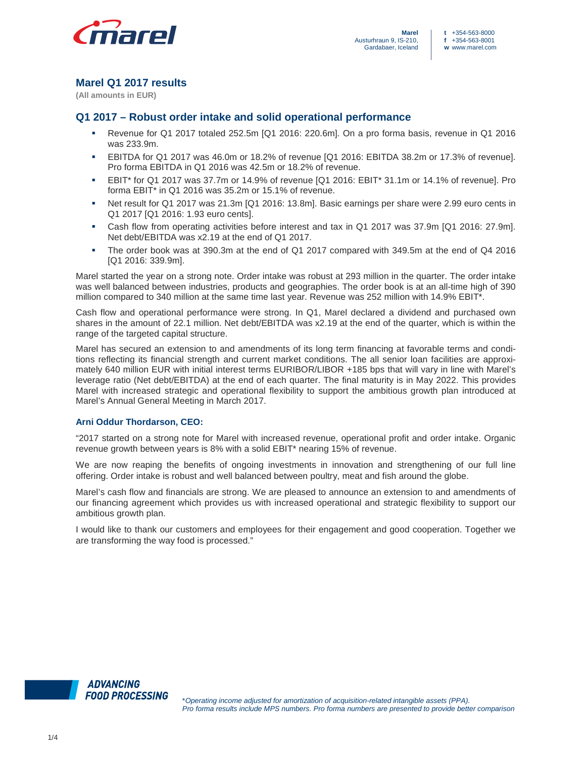Marel
Austurhraun 9, IS-210,
Gardabaer, Iceland

t +354-563-8000
f +354-563-8001
w www.marel.com

# Marel Q1 2017 results

**(All amounts in EUR)**

## Q1 2017 – Robust order intake and solid operational performance

- Revenue for Q1 2017 totaled 252.5m [Q1 2016: 220.6m]. On a pro forma basis, revenue in Q1 2016 was 233.9m.
- EBITDA for Q1 2017 was 46.0m or 18.2% of revenue [Q1 2016: EBITDA 38.2m or 17.3% of revenue]. Pro forma EBITDA in Q1 2016 was 42.5m or 18.2% of revenue.
- EBIT* for Q1 2017 was 37.7m or 14.9% of revenue [Q1 2016: EBIT* 31.1m or 14.1% of revenue]. Pro forma EBIT* in Q1 2016 was 35.2m or 15.1% of revenue.
- Net result for Q1 2017 was 21.3m [Q1 2016: 13.8m]. Basic earnings per share were 2.99 euro cents in Q1 2017 [Q1 2016: 1.93 euro cents].
- Cash flow from operating activities before interest and tax in Q1 2017 was 37.9m [Q1 2016: 27.9m]. Net debt/EBITDA was x2.19 at the end of Q1 2017.
- The order book was at 390.3m at the end of Q1 2017 compared with 349.5m at the end of Q4 2016 [Q1 2016: 339.9m].

Marel started the year on a strong note. Order intake was robust at 293 million in the quarter. The order intake was well balanced between industries, products and geographies. The order book is at an all-time high of 390 million compared to 340 million at the same time last year. Revenue was 252 million with 14.9% EBIT*.

Cash flow and operational performance were strong. In Q1, Marel declared a dividend and purchased own shares in the amount of 22.1 million. Net debt/EBITDA was x2.19 at the end of the quarter, which is within the range of the targeted capital structure.

Marel has secured an extension to and amendments of its long term financing at favorable terms and conditions reflecting its financial strength and current market conditions. The all senior loan facilities are approximately 640 million EUR with initial interest terms EURIBOR/LIBOR +185 bps that will vary in line with Marel's leverage ratio (Net debt/EBITDA) at the end of each quarter. The final maturity is in May 2022. This provides Marel with increased strategic and operational flexibility to support the ambitious growth plan introduced at Marel's Annual General Meeting in March 2017.

### Arni Oddur Thordarson, CEO:

"2017 started on a strong note for Marel with increased revenue, operational profit and order intake. Organic revenue growth between years is 8% with a solid EBIT* nearing 15% of revenue.

We are now reaping the benefits of ongoing investments in innovation and strengthening of our full line offering. Order intake is robust and well balanced between poultry, meat and fish around the globe.

Marel's cash flow and financials are strong. We are pleased to announce an extension to and amendments of our financing agreement which provides us with increased operational and strategic flexibility to support our ambitious growth plan.

I would like to thank our customers and employees for their engagement and good cooperation. Together we are transforming the way food is processed."

*\*Operating income adjusted for amortization of acquisition-related intangible assets (PPA).*
*Pro forma results include MPS numbers. Pro forma numbers are presented to provide better comparison*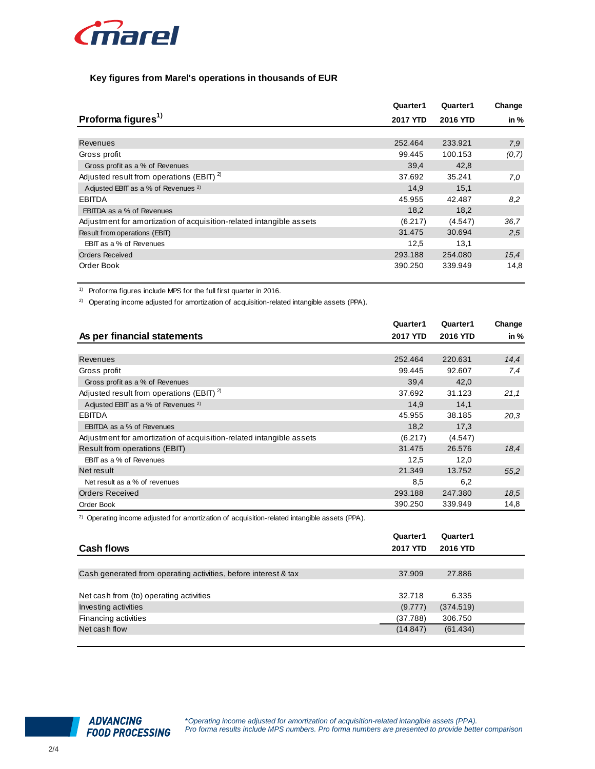## Key figures from Marel's operations in thousands of EUR

| Proforma figures[1)] | Quarter1 2017 YTD | Quarter1 2016 YTD | Change in % |
|---|---|---|---|
| Revenues | 252.464 | 233.921 | *7,9* |
| Gross profit | 99.445 | 100.153 | *(0,7)* |
| Gross profit as a % of Revenues | 39,4 | 42,8 | |
| Adjusted result from operations (EBIT) [2)] | 37.692 | 35.241 | *7,0* |
| Adjusted EBIT as a % of Revenues [2)] | 14,9 | 15,1 | |
| EBITDA | 45.955 | 42.487 | *8,2* |
| EBITDA as a % of Revenues | 18,2 | 18,2 | |
| Adjustment for amortization of acquisition-related intangible assets | (6.217) | (4.547) | *36,7* |
| Result from operations (EBIT) | 31.475 | 30.694 | *2,5* |
| EBIT as a % of Revenues | 12,5 | 13,1 | |
| Orders Received | 293.188 | 254.080 | *15,4* |
| Order Book | 390.250 | 339.949 | 14,8 |

[1)] Proforma figures include MPS for the full first quarter in 2016.

[2)] Operating income adjusted for amortization of acquisition-related intangible assets (PPA).

| As per financial statements | Quarter1 2017 YTD | Quarter1 2016 YTD | Change in % |
|---|---|---|---|
| Revenues | 252.464 | 220.631 | *14,4* |
| Gross profit | 99.445 | 92.607 | *7,4* |
| Gross profit as a % of Revenues | 39,4 | 42,0 | |
| Adjusted result from operations (EBIT) [2)] | 37.692 | 31.123 | *21,1* |
| Adjusted EBIT as a % of Revenues [2)] | 14,9 | 14,1 | |
| EBITDA | 45.955 | 38.185 | *20,3* |
| EBITDA as a % of Revenues | 18,2 | 17,3 | |
| Adjustment for amortization of acquisition-related intangible assets | (6.217) | (4.547) | |
| Result from operations (EBIT) | 31.475 | 26.576 | *18,4* |
| EBIT as a % of Revenues | 12,5 | 12,0 | |
| Net result | 21.349 | 13.752 | *55,2* |
| Net result as a % of revenues | 8,5 | 6,2 | |
| Orders Received | 293.188 | 247.380 | *18,5* |
| Order Book | 390.250 | 339.949 | 14,8 |

[2)] Operating income adjusted for amortization of acquisition-related intangible assets (PPA).

| Cash flows | Quarter1 2017 YTD | Quarter1 2016 YTD |
|---|---|---|
| Cash generated from operating activities, before interest & tax | 37.909 | 27.886 |
| Net cash from (to) operating activities | 32.718 | 6.335 |
| Investing activities | (9.777) | (374.519) |
| Financing activities | (37.788) | 306.750 |
| Net cash flow | (14.847) | (61.434) |

ADVANCING FOOD PROCESSING

*\*Operating income adjusted for amortization of acquisition-related intangible assets (PPA).*
*Pro forma results include MPS numbers. Pro forma numbers are presented to provide better comparison*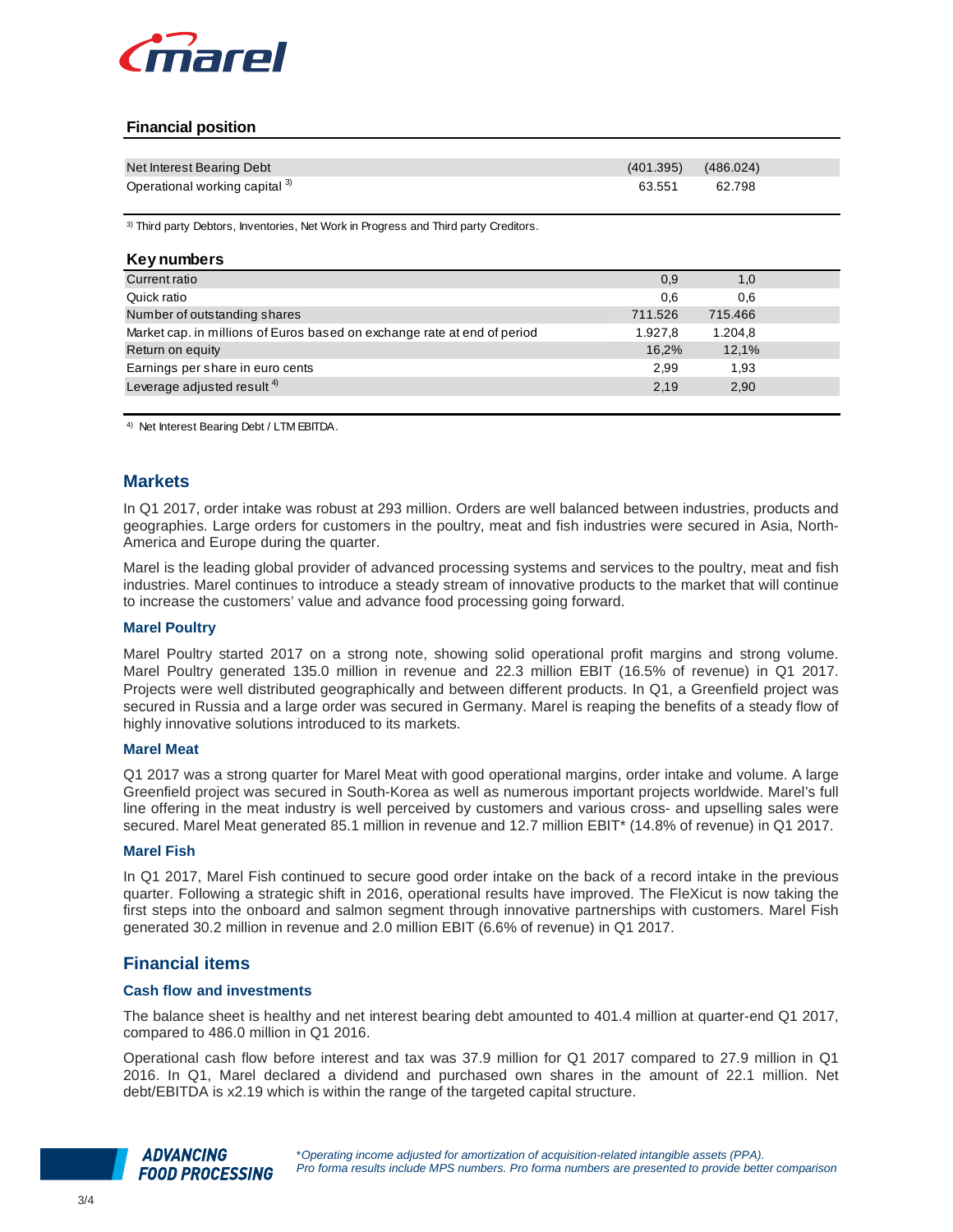## Financial position

| | | |
|---|---|---|
| Net Interest Bearing Debt | (401.395) | (486.024) |
| Operational working capital [3] | 63.551 | 62.798 |

[3] Third party Debtors, Inventories, Net Work in Progress and Third party Creditors.

## Key numbers

| | | |
|---|---|---|
| Current ratio | 0,9 | 1,0 |
| Quick ratio | 0,6 | 0,6 |
| Number of outstanding shares | 711.526 | 715.466 |
| Market cap. in millions of Euros based on exchange rate at end of period | 1.927,8 | 1.204,8 |
| Return on equity | 16,2% | 12,1% |
| Earnings per share in euro cents | 2,99 | 1,93 |
| Leverage adjusted result [4] | 2,19 | 2,90 |

[4] Net Interest Bearing Debt / LTM EBITDA.

## Markets

In Q1 2017, order intake was robust at 293 million. Orders are well balanced between industries, products and geographies. Large orders for customers in the poultry, meat and fish industries were secured in Asia, North-America and Europe during the quarter.

Marel is the leading global provider of advanced processing systems and services to the poultry, meat and fish industries. Marel continues to introduce a steady stream of innovative products to the market that will continue to increase the customers' value and advance food processing going forward.

### Marel Poultry

Marel Poultry started 2017 on a strong note, showing solid operational profit margins and strong volume. Marel Poultry generated 135.0 million in revenue and 22.3 million EBIT (16.5% of revenue) in Q1 2017. Projects were well distributed geographically and between different products. In Q1, a Greenfield project was secured in Russia and a large order was secured in Germany. Marel is reaping the benefits of a steady flow of highly innovative solutions introduced to its markets.

### Marel Meat

Q1 2017 was a strong quarter for Marel Meat with good operational margins, order intake and volume. A large Greenfield project was secured in South-Korea as well as numerous important projects worldwide. Marel's full line offering in the meat industry is well perceived by customers and various cross- and upselling sales were secured. Marel Meat generated 85.1 million in revenue and 12.7 million EBIT* (14.8% of revenue) in Q1 2017.

### Marel Fish

In Q1 2017, Marel Fish continued to secure good order intake on the back of a record intake in the previous quarter. Following a strategic shift in 2016, operational results have improved. The FleXicut is now taking the first steps into the onboard and salmon segment through innovative partnerships with customers. Marel Fish generated 30.2 million in revenue and 2.0 million EBIT (6.6% of revenue) in Q1 2017.

## Financial items

### Cash flow and investments

The balance sheet is healthy and net interest bearing debt amounted to 401.4 million at quarter-end Q1 2017, compared to 486.0 million in Q1 2016.

Operational cash flow before interest and tax was 37.9 million for Q1 2017 compared to 27.9 million in Q1 2016. In Q1, Marel declared a dividend and purchased own shares in the amount of 22.1 million. Net debt/EBITDA is x2.19 which is within the range of the targeted capital structure.

*\*Operating income adjusted for amortization of acquisition-related intangible assets (PPA).*
*Pro forma results include MPS numbers. Pro forma numbers are presented to provide better comparison*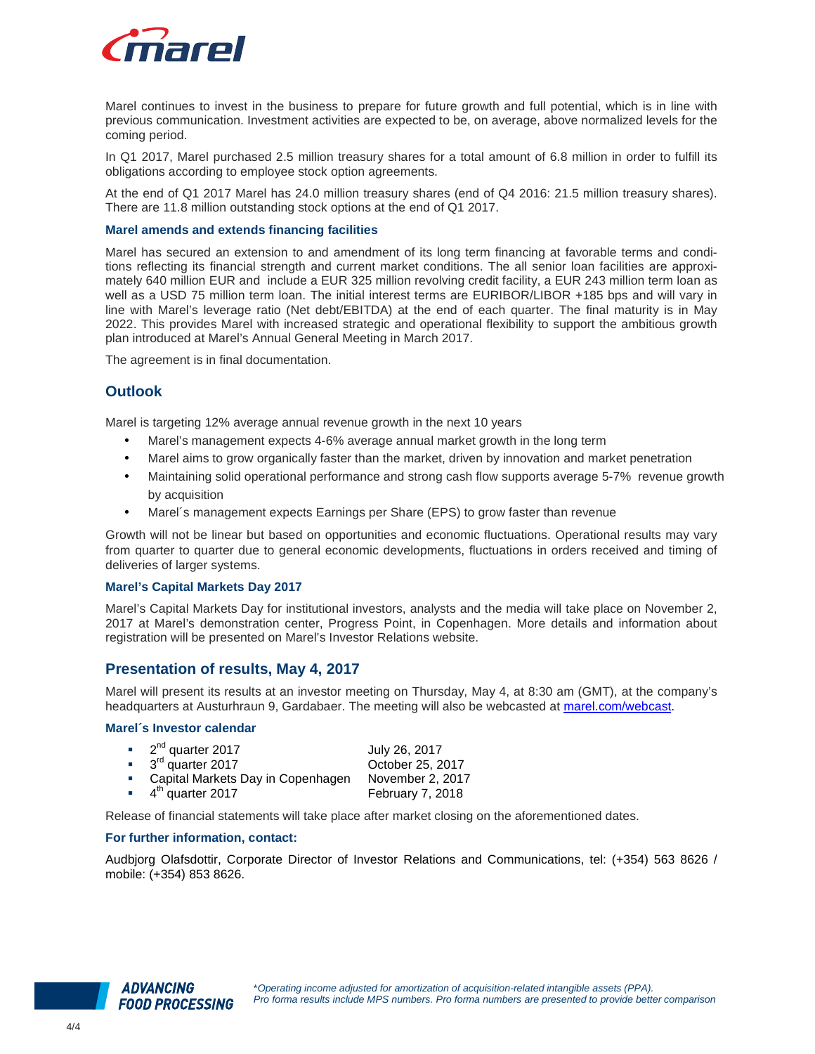Marel continues to invest in the business to prepare for future growth and full potential, which is in line with previous communication. Investment activities are expected to be, on average, above normalized levels for the coming period.

In Q1 2017, Marel purchased 2.5 million treasury shares for a total amount of 6.8 million in order to fulfill its obligations according to employee stock option agreements.

At the end of Q1 2017 Marel has 24.0 million treasury shares (end of Q4 2016: 21.5 million treasury shares). There are 11.8 million outstanding stock options at the end of Q1 2017.

#### Marel amends and extends financing facilities

Marel has secured an extension to and amendment of its long term financing at favorable terms and conditions reflecting its financial strength and current market conditions. The all senior loan facilities are approximately 640 million EUR and include a EUR 325 million revolving credit facility, a EUR 243 million term loan as well as a USD 75 million term loan. The initial interest terms are EURIBOR/LIBOR +185 bps and will vary in line with Marel's leverage ratio (Net debt/EBITDA) at the end of each quarter. The final maturity is in May 2022. This provides Marel with increased strategic and operational flexibility to support the ambitious growth plan introduced at Marel's Annual General Meeting in March 2017.

The agreement is in final documentation.

## Outlook

Marel is targeting 12% average annual revenue growth in the next 10 years

- Marel's management expects 4-6% average annual market growth in the long term
- Marel aims to grow organically faster than the market, driven by innovation and market penetration
- Maintaining solid operational performance and strong cash flow supports average 5-7% revenue growth by acquisition
- Marel´s management expects Earnings per Share (EPS) to grow faster than revenue

Growth will not be linear but based on opportunities and economic fluctuations. Operational results may vary from quarter to quarter due to general economic developments, fluctuations in orders received and timing of deliveries of larger systems.

#### Marel's Capital Markets Day 2017

Marel's Capital Markets Day for institutional investors, analysts and the media will take place on November 2, 2017 at Marel's demonstration center, Progress Point, in Copenhagen. More details and information about registration will be presented on Marel's Investor Relations website.

## Presentation of results, May 4, 2017

Marel will present its results at an investor meeting on Thursday, May 4, at 8:30 am (GMT), at the company's headquarters at Austurhraun 9, Gardabaer. The meeting will also be webcasted at marel.com/webcast.

#### Marel´s Investor calendar

- 2nd quarter 2017 — July 26, 2017
- 3rd quarter 2017 — October 25, 2017
- Capital Markets Day in Copenhagen — November 2, 2017
- 4th quarter 2017 — February 7, 2018

Release of financial statements will take place after market closing on the aforementioned dates.

#### For further information, contact:

Audbjorg Olafsdottir, Corporate Director of Investor Relations and Communications, tel: (+354) 563 8626 / mobile: (+354) 853 8626.

*\*Operating income adjusted for amortization of acquisition-related intangible assets (PPA). Pro forma results include MPS numbers. Pro forma numbers are presented to provide better comparison*